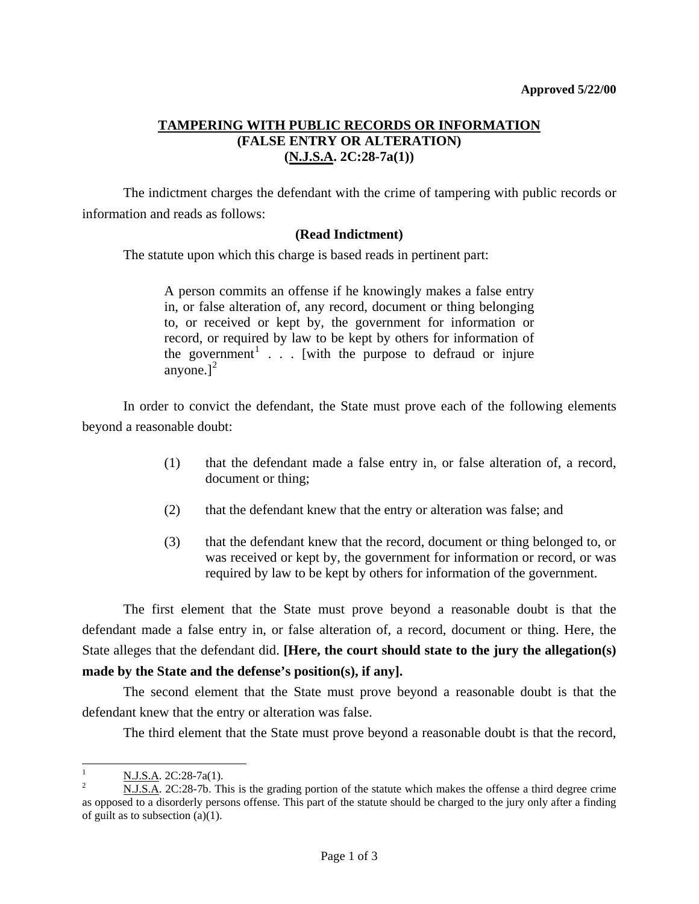**Approved 5/22/00**

## TAMPERING WITH PUBLIC RECORDS OR INFORMATION
## (FALSE ENTRY OR ALTERATION)
## (N.J.S.A. 2C:28-7a(1))

The indictment charges the defendant with the crime of tampering with public records or information and reads as follows:

**(Read Indictment)**

The statute upon which this charge is based reads in pertinent part:

> A person commits an offense if he knowingly makes a false entry in, or false alteration of, any record, document or thing belonging to, or received or kept by, the government for information or record, or required by law to be kept by others for information of the government[1] . . . [with the purpose to defraud or injure anyone.][2]

In order to convict the defendant, the State must prove each of the following elements beyond a reasonable doubt:

(1) that the defendant made a false entry in, or false alteration of, a record, document or thing;

(2) that the defendant knew that the entry or alteration was false; and

(3) that the defendant knew that the record, document or thing belonged to, or was received or kept by, the government for information or record, or was required by law to be kept by others for information of the government.

The first element that the State must prove beyond a reasonable doubt is that the defendant made a false entry in, or false alteration of, a record, document or thing. Here, the State alleges that the defendant did. **[Here, the court should state to the jury the allegation(s) made by the State and the defense's position(s), if any].**

The second element that the State must prove beyond a reasonable doubt is that the defendant knew that the entry or alteration was false.

The third element that the State must prove beyond a reasonable doubt is that the record,

---

[1] N.J.S.A. 2C:28-7a(1).

[2] N.J.S.A. 2C:28-7b. This is the grading portion of the statute which makes the offense a third degree crime as opposed to a disorderly persons offense. This part of the statute should be charged to the jury only after a finding of guilt as to subsection (a)(1).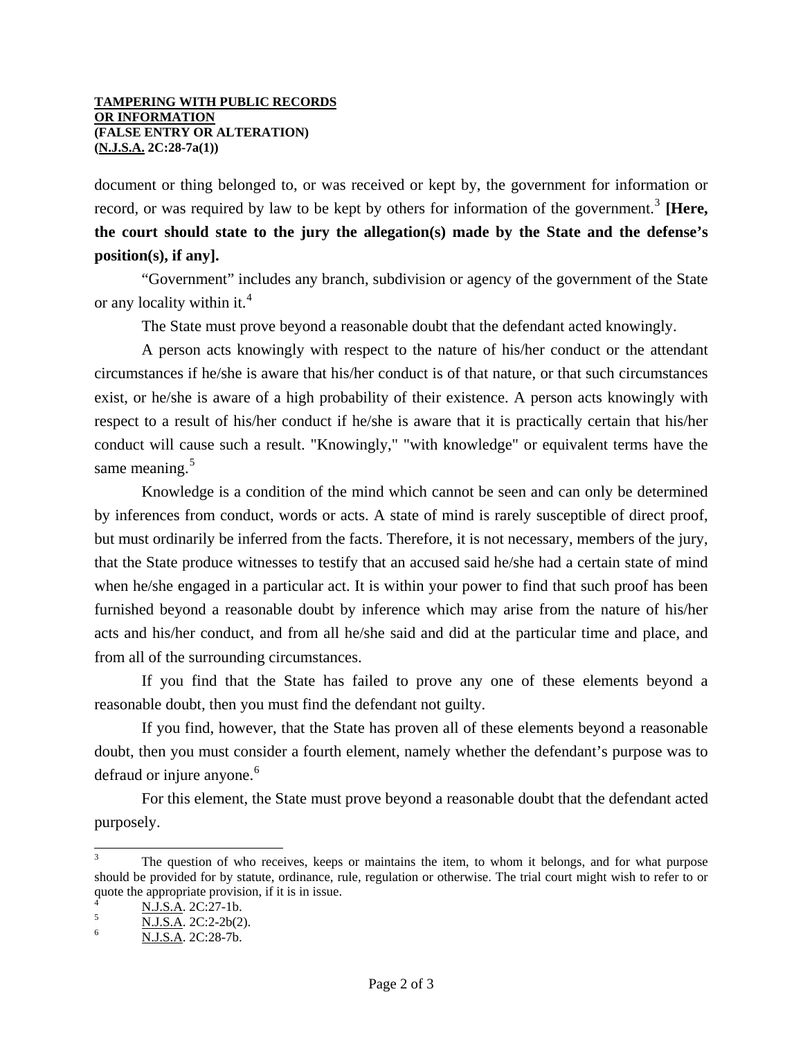document or thing belonged to, or was received or kept by, the government for information or record, or was required by law to be kept by others for information of the government.[3] **[Here, the court should state to the jury the allegation(s) made by the State and the defense's position(s), if any].**

"Government" includes any branch, subdivision or agency of the government of the State or any locality within it.[4]

The State must prove beyond a reasonable doubt that the defendant acted knowingly.

A person acts knowingly with respect to the nature of his/her conduct or the attendant circumstances if he/she is aware that his/her conduct is of that nature, or that such circumstances exist, or he/she is aware of a high probability of their existence. A person acts knowingly with respect to a result of his/her conduct if he/she is aware that it is practically certain that his/her conduct will cause such a result. "Knowingly," "with knowledge" or equivalent terms have the same meaning.[5]

Knowledge is a condition of the mind which cannot be seen and can only be determined by inferences from conduct, words or acts. A state of mind is rarely susceptible of direct proof, but must ordinarily be inferred from the facts. Therefore, it is not necessary, members of the jury, that the State produce witnesses to testify that an accused said he/she had a certain state of mind when he/she engaged in a particular act. It is within your power to find that such proof has been furnished beyond a reasonable doubt by inference which may arise from the nature of his/her acts and his/her conduct, and from all he/she said and did at the particular time and place, and from all of the surrounding circumstances.

If you find that the State has failed to prove any one of these elements beyond a reasonable doubt, then you must find the defendant not guilty.

If you find, however, that the State has proven all of these elements beyond a reasonable doubt, then you must consider a fourth element, namely whether the defendant's purpose was to defraud or injure anyone.[6]

For this element, the State must prove beyond a reasonable doubt that the defendant acted purposely.

---

[3] The question of who receives, keeps or maintains the item, to whom it belongs, and for what purpose should be provided for by statute, ordinance, rule, regulation or otherwise. The trial court might wish to refer to or quote the appropriate provision, if it is in issue.

[4] N.J.S.A. 2C:27-1b.

[5] N.J.S.A. 2C:2-2b(2).

[6] N.J.S.A. 2C:28-7b.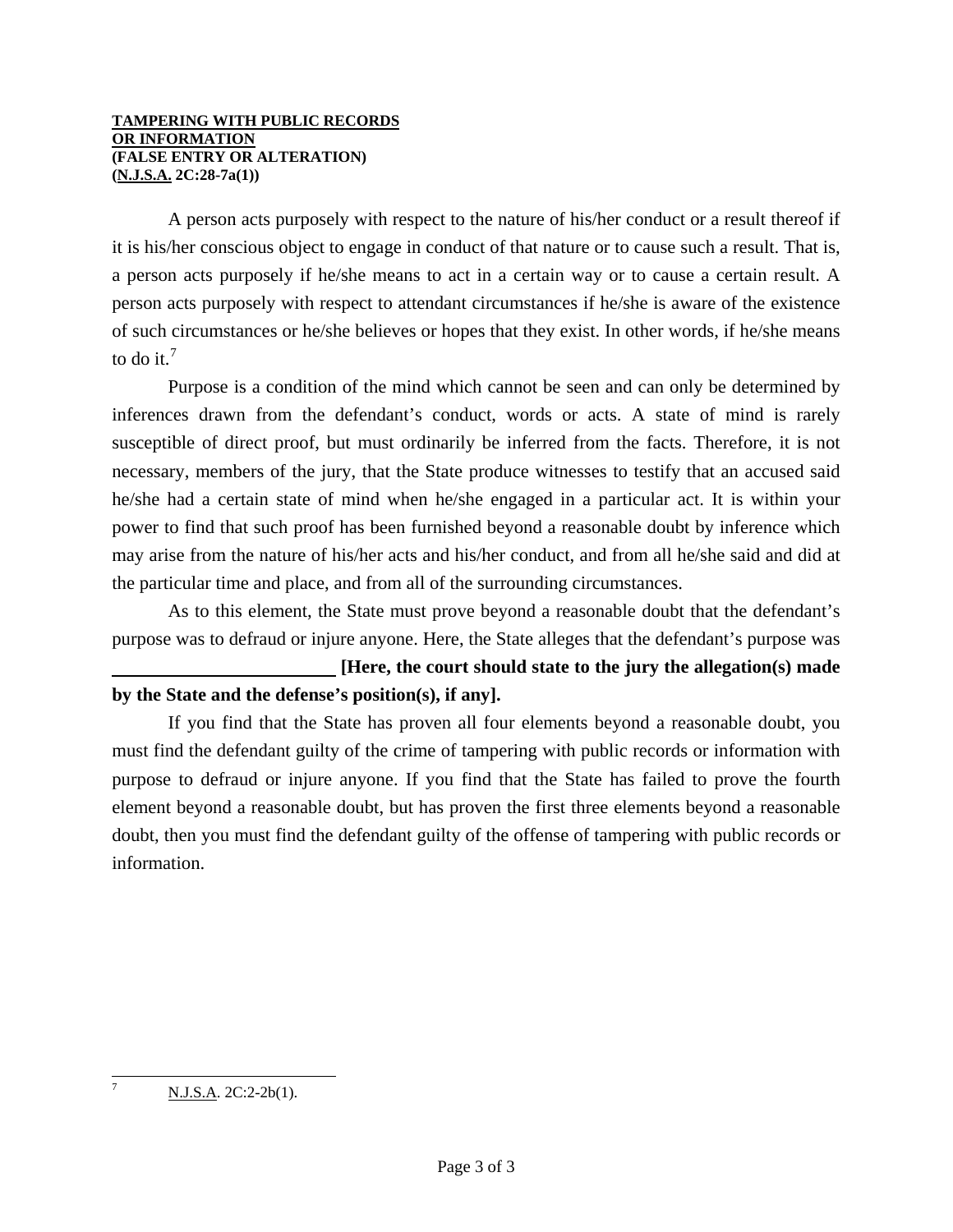**TAMPERING WITH PUBLIC RECORDS OR INFORMATION**
**(FALSE ENTRY OR ALTERATION)**
**(N.J.S.A. 2C:28-7a(1))**

A person acts purposely with respect to the nature of his/her conduct or a result thereof if it is his/her conscious object to engage in conduct of that nature or to cause such a result. That is, a person acts purposely if he/she means to act in a certain way or to cause a certain result. A person acts purposely with respect to attendant circumstances if he/she is aware of the existence of such circumstances or he/she believes or hopes that they exist. In other words, if he/she means to do it.[7]

Purpose is a condition of the mind which cannot be seen and can only be determined by inferences drawn from the defendant's conduct, words or acts. A state of mind is rarely susceptible of direct proof, but must ordinarily be inferred from the facts. Therefore, it is not necessary, members of the jury, that the State produce witnesses to testify that an accused said he/she had a certain state of mind when he/she engaged in a particular act. It is within your power to find that such proof has been furnished beyond a reasonable doubt by inference which may arise from the nature of his/her acts and his/her conduct, and from all he/she said and did at the particular time and place, and from all of the surrounding circumstances.

As to this element, the State must prove beyond a reasonable doubt that the defendant's purpose was to defraud or injure anyone. Here, the State alleges that the defendant's purpose was ________________________ **[Here, the court should state to the jury the allegation(s) made by the State and the defense's position(s), if any].**

If you find that the State has proven all four elements beyond a reasonable doubt, you must find the defendant guilty of the crime of tampering with public records or information with purpose to defraud or injure anyone. If you find that the State has failed to prove the fourth element beyond a reasonable doubt, but has proven the first three elements beyond a reasonable doubt, then you must find the defendant guilty of the offense of tampering with public records or information.

---

[7] N.J.S.A. 2C:2-2b(1).